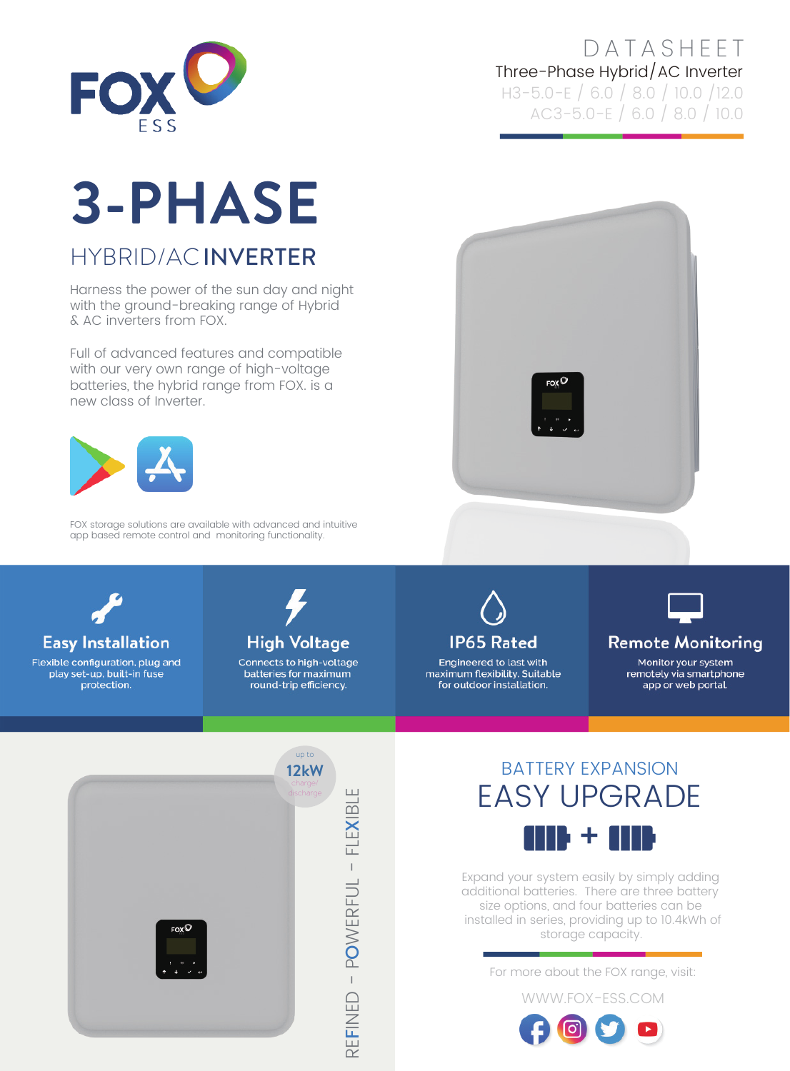FOX ESS

DATASHEET

Three-Phase Hybrid/AC Inverter

H3-5.0-E / 6.0 / 8.0 / 10.0 /12.0

AC3-5.0-E / 6.0 / 8.0 / 10.0

# 3-PHASE

## HYBRID/AC **INVERTER**

Harness the power of the sun day and night with the ground-breaking range of Hybrid & AC inverters from FOX.

Full of advanced features and compatible with our very own range of high-voltage batteries, the hybrid range from FOX. is a new class of Inverter.

FOX storage solutions are available with advanced and intuitive app based remote control and monitoring functionality.

### Easy Installation

Flexible configuration, plug and play set-up, built-in fuse protection.

### High Voltage

Connects to high-voltage batteries for maximum round-trip efficiency.

### IP65 Rated

Engineered to last with maximum flexibility. Suitable for outdoor installation.

### Remote Monitoring

Monitor your system remotely via smartphone app or web portal.

up to **12kW** charge/discharge

REFINED - POWERFUL - FLEXIBLE

## BATTERY EXPANSION

## EASY UPGRADE

Expand your system easily by simply adding additional batteries. There are three battery size options, and four batteries can be installed in series, providing up to 10.4kWh of storage capacity.

For more about the FOX range, visit:

WWW.FOX-ESS.COM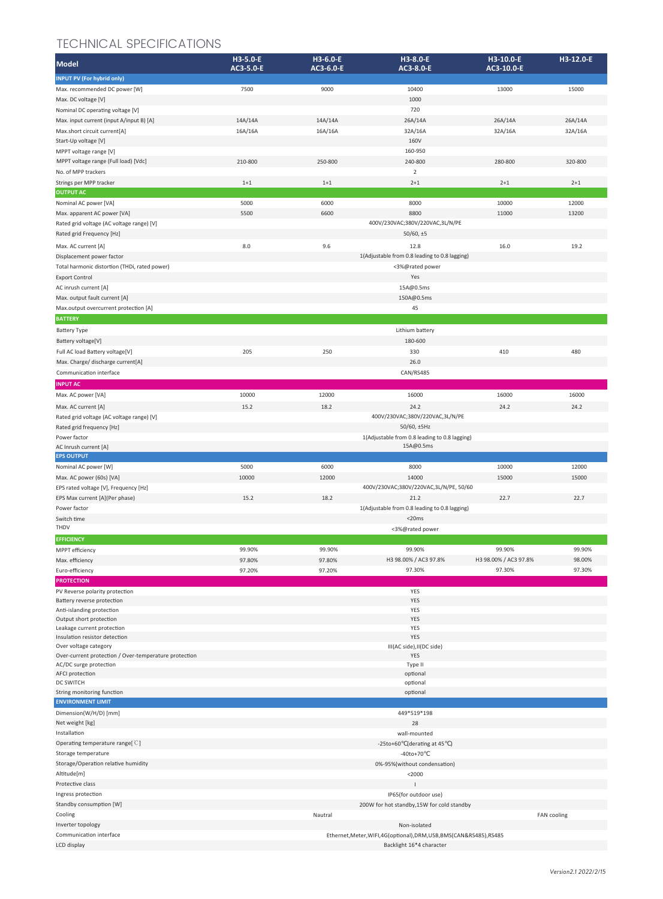# TECHNICAL SPECIFICATIONS

| Model | H3-5.0-E AC3-5.0-E | H3-6.0-E AC3-6.0-E | H3-8.0-E AC3-8.0-E | H3-10.0-E AC3-10.0-E | H3-12.0-E |
|---|---|---|---|---|---|
| **INPUT PV (For hybrid only)** | | | | | |
| Max. recommended DC power [W] | 7500 | 9000 | 10400 | 13000 | 15000 |
| Max. DC voltage [V] | | | 1000 | | |
| Nominal DC operating voltage [V] | | | 720 | | |
| Max. input current (input A/input B) [A] | 14A/14A | 14A/14A | 26A/14A | 26A/14A | 26A/14A |
| Max.short circuit current[A] | 16A/16A | 16A/16A | 32A/16A | 32A/16A | 32A/16A |
| Start-Up voltage [V] | | | 160V | | |
| MPPT voltage range [V] | | | 160-950 | | |
| MPPT voltage range (Full load) [Vdc] | 210-800 | 250-800 | 240-800 | 280-800 | 320-800 |
| No. of MPP trackers | | | 2 | | |
| Strings per MPP tracker | 1+1 | 1+1 | 2+1 | 2+1 | 2+1 |
| **OUTPUT AC** | | | | | |
| Nominal AC power [VA] | 5000 | 6000 | 8000 | 10000 | 12000 |
| Max. apparent AC power [VA] | 5500 | 6600 | 8800 | 11000 | 13200 |
| Rated grid voltage (AC voltage range) [V] | | | 400V/230VAC;380V/220VAC,3L/N/PE | | |
| Rated grid Frequency [Hz] | | | 50/60, ±5 | | |
| Max. AC current [A] | 8.0 | 9.6 | 12.8 | 16.0 | 19.2 |
| Displacement power factor | | | 1(Adjustable from 0.8 leading to 0.8 lagging) | | |
| Total harmonic distortion (THDi, rated power) | | | <3%@rated power | | |
| Export Control | | | Yes | | |
| AC inrush current [A] | | | 15A@0.5ms | | |
| Max. output fault current [A] | | | 150A@0.5ms | | |
| Max.output overcurrent protection [A] | | | 45 | | |
| **BATTERY** | | | | | |
| Battery Type | | | Lithium battery | | |
| Battery voltage[V] | | | 180-600 | | |
| Full AC load Battery voltage[V] | 205 | 250 | 330 | 410 | 480 |
| Max. Charge/ discharge current[A] | | | 26.0 | | |
| Communication interface | | | CAN/RS485 | | |
| **INPUT AC** | | | | | |
| Max. AC power [VA] | 10000 | 12000 | 16000 | 16000 | 16000 |
| Max. AC current [A] | 15.2 | 18.2 | 24.2 | 24.2 | 24.2 |
| Rated grid voltage (AC voltage range) [V] | | | 400V/230VAC;380V/220VAC,3L/N/PE | | |
| Rated grid frequency [Hz] | | | 50/60, ±5Hz | | |
| Power factor | | | 1(Adjustable from 0.8 leading to 0.8 lagging) | | |
| AC Inrush current [A] | | | 15A@0.5ms | | |
| **EPS OUTPUT** | | | | | |
| Nominal AC power [W] | 5000 | 6000 | 8000 | 10000 | 12000 |
| Max. AC power (60s) [VA] | 10000 | 12000 | 14000 | 15000 | 15000 |
| EPS rated voltage [V], Frequency [Hz] | | | 400V/230VAC;380V/220VAC,3L/N/PE, 50/60 | | |
| EPS Max current [A](Per phase) | 15.2 | 18.2 | 21.2 | 22.7 | 22.7 |
| Power factor | | | 1(Adjustable from 0.8 leading to 0.8 lagging) | | |
| Switch time | | | <20ms | | |
| THDV | | | <3%@rated power | | |
| **EFFICIENCY** | | | | | |
| MPPT efficiency | 99.90% | 99.90% | 99.90% | 99.90% | 99.90% |
| Max. efficiency | 97.80% | 97.80% | H3 98.00% / AC3 97.8% | H3 98.00% / AC3 97.8% | 98.00% |
| Euro-efficiency | 97.20% | 97.20% | 97.30% | 97.30% | 97.30% |
| **PROTECTION** | | | | | |
| PV Reverse polarity protection | | | YES | | |
| Battery reverse protection | | | YES | | |
| Anti-islanding protection | | | YES | | |
| Output short protection | | | YES | | |
| Leakage current protection | | | YES | | |
| Insulation resistor detection | | | YES | | |
| Over voltage category | | | III(AC side),II(DC side) | | |
| Over-current protection / Over-temperature protection | | | YES | | |
| AC/DC surge protection | | | Type II | | |
| AFCI protection | | | optional | | |
| DC SWITCH | | | optional | | |
| String monitoring function | | | optional | | |
| **ENVIRONMENT LIMIT** | | | | | |
| Dimension(W/H/D) [mm] | | | 449*519*198 | | |
| Net weight [kg] | | | 28 | | |
| Installation | | | wall-mounted | | |
| Operating temperature range[℃] | | | -25to+60℃(derating at 45℃) | | |
| Storage temperature | | | -40to+70℃ | | |
| Storage/Operation relative humidity | | | 0%-95%(without condensation) | | |
| Altitude[m] | | | <2000 | | |
| Protective class | | | I | | |
| Ingress protection | | | IP65(for outdoor use) | | |
| Standby consumption [W] | | | 200W for hot standby,15W for cold standby | | |
| Cooling | | Nautral | | | FAN cooling |
| Inverter topology | | | Non-isolated | | |
| Communication interface | | | Ethernet,Meter,WIFI,4G(optional),DRM,USB,BMS(CAN&RS485),RS485 | | |
| LCD display | | | Backlight 16*4 character | | |

*Version2.1 2022/2/15*